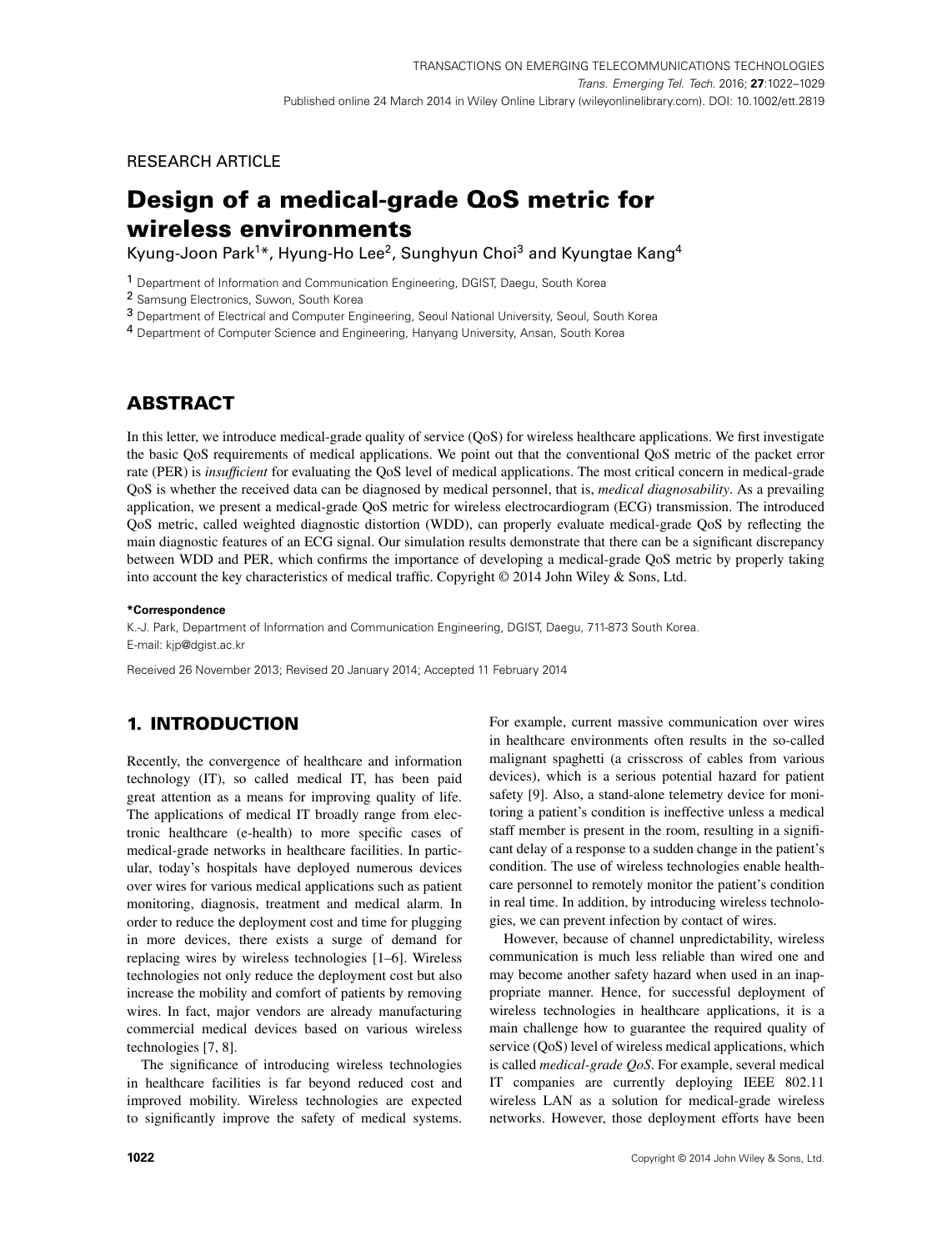RESEARCH ARTICLE

# Design of a medical-grade QoS metric for wireless environments

Kyung-Joon Park[1]*, Hyung-Ho Lee[2], Sunghyun Choi[3] and Kyungtae Kang[4]

[1] Department of Information and Communication Engineering, DGIST, Daegu, South Korea

[2] Samsung Electronics, Suwon, South Korea

[3] Department of Electrical and Computer Engineering, Seoul National University, Seoul, South Korea

[4] Department of Computer Science and Engineering, Hanyang University, Ansan, South Korea

## ABSTRACT

In this letter, we introduce medical-grade quality of service (QoS) for wireless healthcare applications. We first investigate the basic QoS requirements of medical applications. We point out that the conventional QoS metric of the packet error rate (PER) is *insufficient* for evaluating the QoS level of medical applications. The most critical concern in medical-grade QoS is whether the received data can be diagnosed by medical personnel, that is, *medical diagnosability*. As a prevailing application, we present a medical-grade QoS metric for wireless electrocardiogram (ECG) transmission. The introduced QoS metric, called weighted diagnostic distortion (WDD), can properly evaluate medical-grade QoS by reflecting the main diagnostic features of an ECG signal. Our simulation results demonstrate that there can be a significant discrepancy between WDD and PER, which confirms the importance of developing a medical-grade QoS metric by properly taking into account the key characteristics of medical traffic. Copyright © 2014 John Wiley & Sons, Ltd.

**\*Correspondence**

K.-J. Park, Department of Information and Communication Engineering, DGIST, Daegu, 711-873 South Korea.
E-mail: kjp@dgist.ac.kr

Received 26 November 2013; Revised 20 January 2014; Accepted 11 February 2014

## 1. INTRODUCTION

Recently, the convergence of healthcare and information technology (IT), so called medical IT, has been paid great attention as a means for improving quality of life. The applications of medical IT broadly range from electronic healthcare (e-health) to more specific cases of medical-grade networks in healthcare facilities. In particular, today's hospitals have deployed numerous devices over wires for various medical applications such as patient monitoring, diagnosis, treatment and medical alarm. In order to reduce the deployment cost and time for plugging in more devices, there exists a surge of demand for replacing wires by wireless technologies [1–6]. Wireless technologies not only reduce the deployment cost but also increase the mobility and comfort of patients by removing wires. In fact, major vendors are already manufacturing commercial medical devices based on various wireless technologies [7, 8].

The significance of introducing wireless technologies in healthcare facilities is far beyond reduced cost and improved mobility. Wireless technologies are expected to significantly improve the safety of medical systems. For example, current massive communication over wires in healthcare environments often results in the so-called malignant spaghetti (a crisscross of cables from various devices), which is a serious potential hazard for patient safety [9]. Also, a stand-alone telemetry device for monitoring a patient's condition is ineffective unless a medical staff member is present in the room, resulting in a significant delay of a response to a sudden change in the patient's condition. The use of wireless technologies enable healthcare personnel to remotely monitor the patient's condition in real time. In addition, by introducing wireless technologies, we can prevent infection by contact of wires.

However, because of channel unpredictability, wireless communication is much less reliable than wired one and may become another safety hazard when used in an inappropriate manner. Hence, for successful deployment of wireless technologies in healthcare applications, it is a main challenge how to guarantee the required quality of service (QoS) level of wireless medical applications, which is called *medical-grade QoS*. For example, several medical IT companies are currently deploying IEEE 802.11 wireless LAN as a solution for medical-grade wireless networks. However, those deployment efforts have been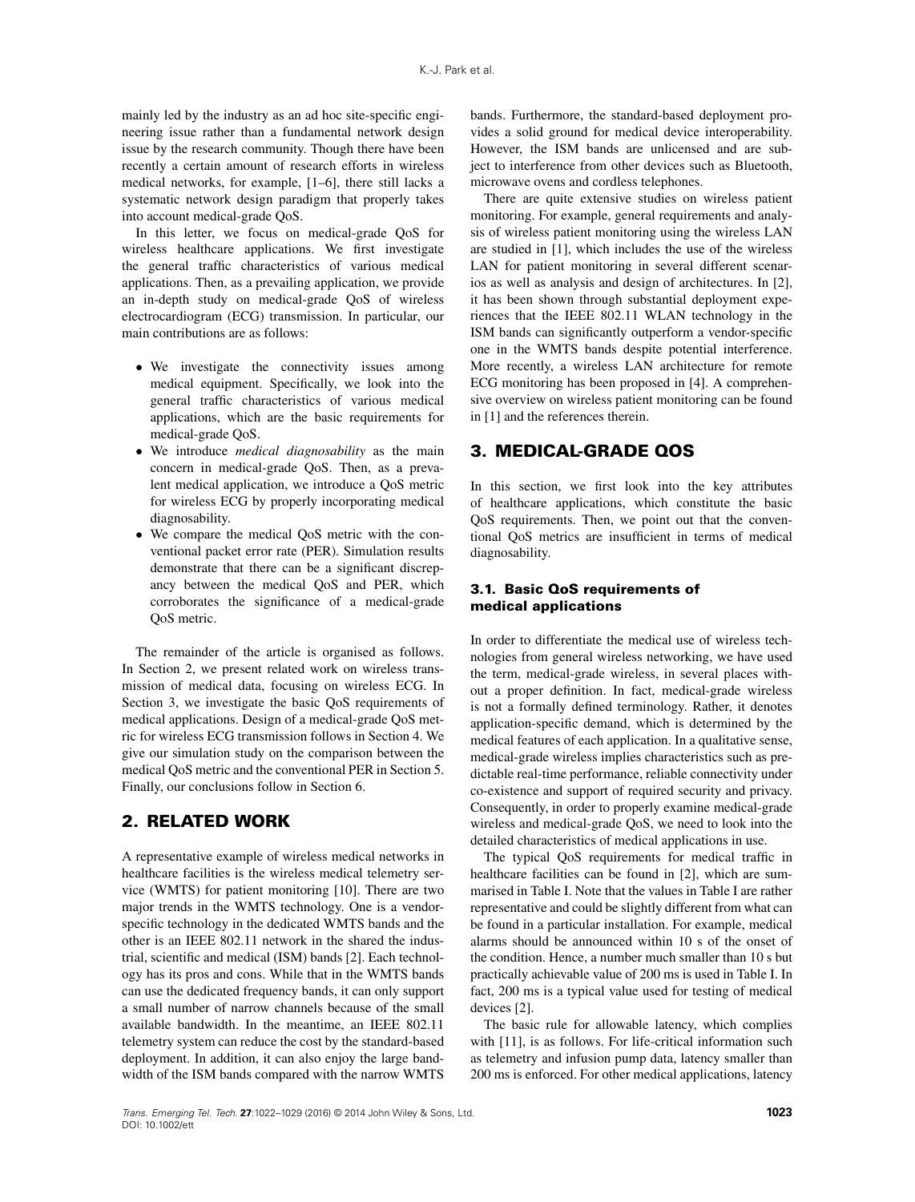mainly led by the industry as an ad hoc site-specific engineering issue rather than a fundamental network design issue by the research community. Though there have been recently a certain amount of research efforts in wireless medical networks, for example, [1–6], there still lacks a systematic network design paradigm that properly takes into account medical-grade QoS.

In this letter, we focus on medical-grade QoS for wireless healthcare applications. We first investigate the general traffic characteristics of various medical applications. Then, as a prevailing application, we provide an in-depth study on medical-grade QoS of wireless electrocardiogram (ECG) transmission. In particular, our main contributions are as follows:

- We investigate the connectivity issues among medical equipment. Specifically, we look into the general traffic characteristics of various medical applications, which are the basic requirements for medical-grade QoS.
- We introduce *medical diagnosability* as the main concern in medical-grade QoS. Then, as a prevalent medical application, we introduce a QoS metric for wireless ECG by properly incorporating medical diagnosability.
- We compare the medical QoS metric with the conventional packet error rate (PER). Simulation results demonstrate that there can be a significant discrepancy between the medical QoS and PER, which corroborates the significance of a medical-grade QoS metric.

The remainder of the article is organised as follows. In Section 2, we present related work on wireless transmission of medical data, focusing on wireless ECG. In Section 3, we investigate the basic QoS requirements of medical applications. Design of a medical-grade QoS metric for wireless ECG transmission follows in Section 4. We give our simulation study on the comparison between the medical QoS metric and the conventional PER in Section 5. Finally, our conclusions follow in Section 6.

## 2. RELATED WORK

A representative example of wireless medical networks in healthcare facilities is the wireless medical telemetry service (WMTS) for patient monitoring [10]. There are two major trends in the WMTS technology. One is a vendor-specific technology in the dedicated WMTS bands and the other is an IEEE 802.11 network in the shared the industrial, scientific and medical (ISM) bands [2]. Each technology has its pros and cons. While that in the WMTS bands can use the dedicated frequency bands, it can only support a small number of narrow channels because of the small available bandwidth. In the meantime, an IEEE 802.11 telemetry system can reduce the cost by the standard-based deployment. In addition, it can also enjoy the large bandwidth of the ISM bands compared with the narrow WMTS bands. Furthermore, the standard-based deployment provides a solid ground for medical device interoperability. However, the ISM bands are unlicensed and are subject to interference from other devices such as Bluetooth, microwave ovens and cordless telephones.

There are quite extensive studies on wireless patient monitoring. For example, general requirements and analysis of wireless patient monitoring using the wireless LAN are studied in [1], which includes the use of the wireless LAN for patient monitoring in several different scenarios as well as analysis and design of architectures. In [2], it has been shown through substantial deployment experiences that the IEEE 802.11 WLAN technology in the ISM bands can significantly outperform a vendor-specific one in the WMTS bands despite potential interference. More recently, a wireless LAN architecture for remote ECG monitoring has been proposed in [4]. A comprehensive overview on wireless patient monitoring can be found in [1] and the references therein.

## 3. MEDICAL-GRADE QOS

In this section, we first look into the key attributes of healthcare applications, which constitute the basic QoS requirements. Then, we point out that the conventional QoS metrics are insufficient in terms of medical diagnosability.

### 3.1. Basic QoS requirements of medical applications

In order to differentiate the medical use of wireless technologies from general wireless networking, we have used the term, medical-grade wireless, in several places without a proper definition. In fact, medical-grade wireless is not a formally defined terminology. Rather, it denotes application-specific demand, which is determined by the medical features of each application. In a qualitative sense, medical-grade wireless implies characteristics such as predictable real-time performance, reliable connectivity under co-existence and support of required security and privacy. Consequently, in order to properly examine medical-grade wireless and medical-grade QoS, we need to look into the detailed characteristics of medical applications in use.

The typical QoS requirements for medical traffic in healthcare facilities can be found in [2], which are summarised in Table I. Note that the values in Table I are rather representative and could be slightly different from what can be found in a particular installation. For example, medical alarms should be announced within 10 s of the onset of the condition. Hence, a number much smaller than 10 s but practically achievable value of 200 ms is used in Table I. In fact, 200 ms is a typical value used for testing of medical devices [2].

The basic rule for allowable latency, which complies with [11], is as follows. For life-critical information such as telemetry and infusion pump data, latency smaller than 200 ms is enforced. For other medical applications, latency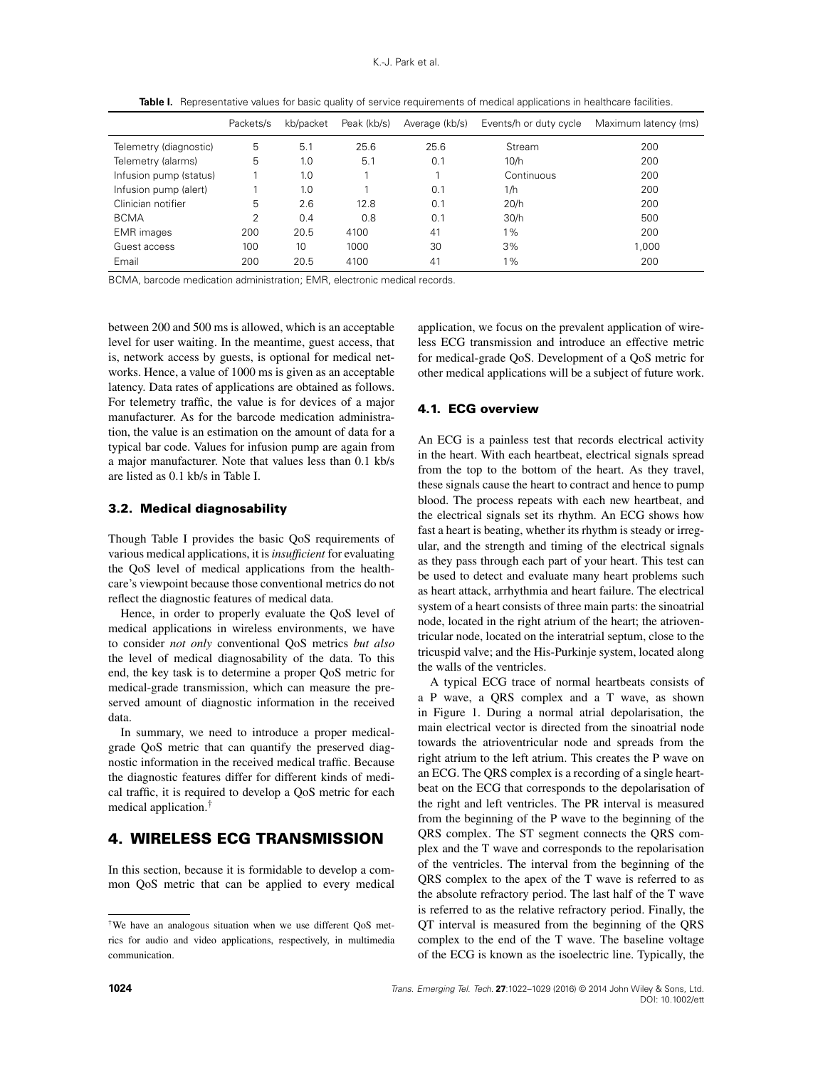**Table I.** Representative values for basic quality of service requirements of medical applications in healthcare facilities.

| | Packets/s | kb/packet | Peak (kb/s) | Average (kb/s) | Events/h or duty cycle | Maximum latency (ms) |
|---|---|---|---|---|---|---|
| Telemetry (diagnostic) | 5 | 5.1 | 25.6 | 25.6 | Stream | 200 |
| Telemetry (alarms) | 5 | 1.0 | 5.1 | 0.1 | 10/h | 200 |
| Infusion pump (status) | 1 | 1.0 | 1 | 1 | Continuous | 200 |
| Infusion pump (alert) | 1 | 1.0 | 1 | 0.1 | 1/h | 200 |
| Clinician notifier | 5 | 2.6 | 12.8 | 0.1 | 20/h | 200 |
| BCMA | 2 | 0.4 | 0.8 | 0.1 | 30/h | 500 |
| EMR images | 200 | 20.5 | 4100 | 41 | 1% | 200 |
| Guest access | 100 | 10 | 1000 | 30 | 3% | 1,000 |
| Email | 200 | 20.5 | 4100 | 41 | 1% | 200 |

BCMA, barcode medication administration; EMR, electronic medical records.

between 200 and 500 ms is allowed, which is an acceptable level for user waiting. In the meantime, guest access, that is, network access by guests, is optional for medical networks. Hence, a value of 1000 ms is given as an acceptable latency. Data rates of applications are obtained as follows. For telemetry traffic, the value is for devices of a major manufacturer. As for the barcode medication administration, the value is an estimation on the amount of data for a typical bar code. Values for infusion pump are again from a major manufacturer. Note that values less than 0.1 kb/s are listed as 0.1 kb/s in Table I.

### 3.2. Medical diagnosability

Though Table I provides the basic QoS requirements of various medical applications, it is *insufficient* for evaluating the QoS level of medical applications from the healthcare's viewpoint because those conventional metrics do not reflect the diagnostic features of medical data.

Hence, in order to properly evaluate the QoS level of medical applications in wireless environments, we have to consider *not only* conventional QoS metrics *but also* the level of medical diagnosability of the data. To this end, the key task is to determine a proper QoS metric for medical-grade transmission, which can measure the preserved amount of diagnostic information in the received data.

In summary, we need to introduce a proper medical-grade QoS metric that can quantify the preserved diagnostic information in the received medical traffic. Because the diagnostic features differ for different kinds of medical traffic, it is required to develop a QoS metric for each medical application.[†]

## 4. WIRELESS ECG TRANSMISSION

In this section, because it is formidable to develop a common QoS metric that can be applied to every medical application, we focus on the prevalent application of wireless ECG transmission and introduce an effective metric for medical-grade QoS. Development of a QoS metric for other medical applications will be a subject of future work.

### 4.1. ECG overview

An ECG is a painless test that records electrical activity in the heart. With each heartbeat, electrical signals spread from the top to the bottom of the heart. As they travel, these signals cause the heart to contract and hence to pump blood. The process repeats with each new heartbeat, and the electrical signals set its rhythm. An ECG shows how fast a heart is beating, whether its rhythm is steady or irregular, and the strength and timing of the electrical signals as they pass through each part of your heart. This test can be used to detect and evaluate many heart problems such as heart attack, arrhythmia and heart failure. The electrical system of a heart consists of three main parts: the sinoatrial node, located in the right atrium of the heart; the atrioventricular node, located on the interatrial septum, close to the tricuspid valve; and the His-Purkinje system, located along the walls of the ventricles.

A typical ECG trace of normal heartbeats consists of a P wave, a QRS complex and a T wave, as shown in Figure 1. During a normal atrial depolarisation, the main electrical vector is directed from the sinoatrial node towards the atrioventricular node and spreads from the right atrium to the left atrium. This creates the P wave on an ECG. The QRS complex is a recording of a single heartbeat on the ECG that corresponds to the depolarisation of the right and left ventricles. The PR interval is measured from the beginning of the P wave to the beginning of the QRS complex. The ST segment connects the QRS complex and the T wave and corresponds to the repolarisation of the ventricles. The interval from the beginning of the QRS complex to the apex of the T wave is referred to as the absolute refractory period. The last half of the T wave is referred to as the relative refractory period. Finally, the QT interval is measured from the beginning of the QRS complex to the end of the T wave. The baseline voltage of the ECG is known as the isoelectric line. Typically, the

[†]We have an analogous situation when we use different QoS metrics for audio and video applications, respectively, in multimedia communication.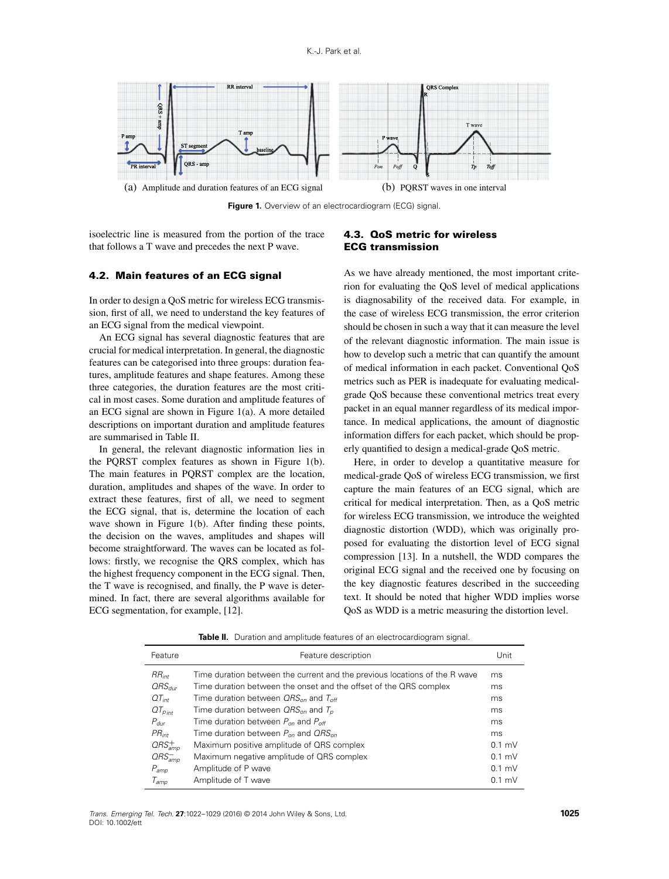(a) Amplitude and duration features of an ECG signal

(b) PQRST waves in one interval

**Figure 1.** Overview of an electrocardiogram (ECG) signal.

isoelectric line is measured from the portion of the trace that follows a T wave and precedes the next P wave.

### 4.2. Main features of an ECG signal

In order to design a QoS metric for wireless ECG transmission, first of all, we need to understand the key features of an ECG signal from the medical viewpoint.

An ECG signal has several diagnostic features that are crucial for medical interpretation. In general, the diagnostic features can be categorised into three groups: duration features, amplitude features and shape features. Among these three categories, the duration features are the most critical in most cases. Some duration and amplitude features of an ECG signal are shown in Figure 1(a). A more detailed descriptions on important duration and amplitude features are summarised in Table II.

In general, the relevant diagnostic information lies in the PQRST complex features as shown in Figure 1(b). The main features in PQRST complex are the location, duration, amplitudes and shapes of the wave. In order to extract these features, first of all, we need to segment the ECG signal, that is, determine the location of each wave shown in Figure 1(b). After finding these points, the decision on the waves, amplitudes and shapes will become straightforward. The waves can be located as follows: firstly, we recognise the QRS complex, which has the highest frequency component in the ECG signal. Then, the T wave is recognised, and finally, the P wave is determined. In fact, there are several algorithms available for ECG segmentation, for example, [12].

### 4.3. QoS metric for wireless ECG transmission

As we have already mentioned, the most important criterion for evaluating the QoS level of medical applications is diagnosability of the received data. For example, in the case of wireless ECG transmission, the error criterion should be chosen in such a way that it can measure the level of the relevant diagnostic information. The main issue is how to develop such a metric that can quantify the amount of medical information in each packet. Conventional QoS metrics such as PER is inadequate for evaluating medical-grade QoS because these conventional metrics treat every packet in an equal manner regardless of its medical importance. In medical applications, the amount of diagnostic information differs for each packet, which should be properly quantified to design a medical-grade QoS metric.

Here, in order to develop a quantitative measure for medical-grade QoS of wireless ECG transmission, we first capture the main features of an ECG signal, which are critical for medical interpretation. Then, as a QoS metric for wireless ECG transmission, we introduce the weighted diagnostic distortion (WDD), which was originally proposed for evaluating the distortion level of ECG signal compression [13]. In a nutshell, the WDD compares the original ECG signal and the received one by focusing on the key diagnostic features described in the succeeding text. It should be noted that higher WDD implies worse QoS as WDD is a metric measuring the distortion level.

**Table II.** Duration and amplitude features of an electrocardiogram signal.

| Feature | Feature description | Unit |
|---|---|---|
| $RR_{int}$ | Time duration between the current and the previous locations of the R wave | ms |
| $QRS_{dur}$ | Time duration between the onset and the offset of the QRS complex | ms |
| $QT_{int}$ | Time duration between $QRS_{on}$ and $T_{off}$ | ms |
| $QT_{P_{int}}$ | Time duration between $QRS_{on}$ and $T_p$ | ms |
| $P_{dur}$ | Time duration between $P_{on}$ and $P_{off}$ | ms |
| $PR_{int}$ | Time duration between $P_{on}$ and $QRS_{on}$ | ms |
| $QRS^{+}_{amp}$ | Maximum positive amplitude of QRS complex | 0.1 mV |
| $QRS^{-}_{amp}$ | Maximum negative amplitude of QRS complex | 0.1 mV |
| $P_{amp}$ | Amplitude of P wave | 0.1 mV |
| $T_{amp}$ | Amplitude of T wave | 0.1 mV |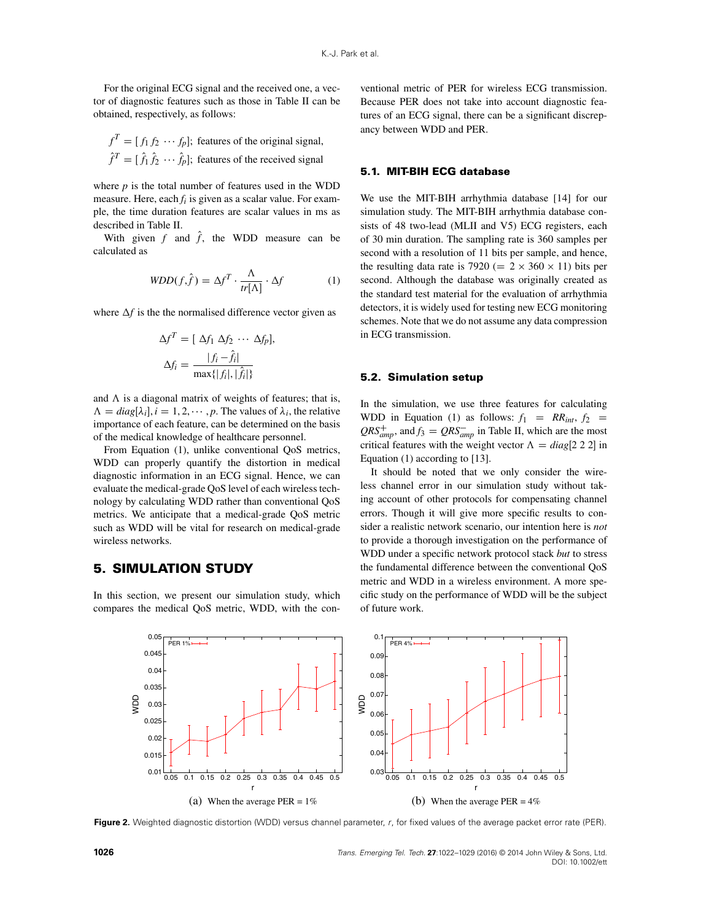For the original ECG signal and the received one, a vector of diagnostic features such as those in Table II can be obtained, respectively, as follows:

$$f^T = [f_1\, f_2\, \cdots\, f_p];\ \text{features of the original signal,}$$
$$\hat{f}^T = [\hat{f}_1\, \hat{f}_2\, \cdots\, \hat{f}_p];\ \text{features of the received signal}$$

where $p$ is the total number of features used in the WDD measure. Here, each $f_i$ is given as a scalar value. For example, the time duration features are scalar values in ms as described in Table II.

With given $f$ and $\hat{f}$, the WDD measure can be calculated as

$$WDD(f, \hat{f}) = \Delta f^T \cdot \frac{\Lambda}{tr[\Lambda]} \cdot \Delta f \tag{1}$$

where $\Delta f$ is the the normalised difference vector given as

$$\Delta f^T = [\ \Delta f_1\ \Delta f_2\ \cdots\ \Delta f_p],$$
$$\Delta f_i = \frac{|f_i - \hat{f}_i|}{\max\{|f_i|, |\hat{f}_i|\}}$$

and $\Lambda$ is a diagonal matrix of weights of features; that is, $\Lambda = diag[\lambda_i], i = 1, 2, \cdots, p$. The values of $\lambda_i$, the relative importance of each feature, can be determined on the basis of the medical knowledge of healthcare personnel.

From Equation (1), unlike conventional QoS metrics, WDD can properly quantify the distortion in medical diagnostic information in an ECG signal. Hence, we can evaluate the medical-grade QoS level of each wireless technology by calculating WDD rather than conventional QoS metrics. We anticipate that a medical-grade QoS metric such as WDD will be vital for research on medical-grade wireless networks.

# 5. SIMULATION STUDY

In this section, we present our simulation study, which compares the medical QoS metric, WDD, with the conventional metric of PER for wireless ECG transmission. Because PER does not take into account diagnostic features of an ECG signal, there can be a significant discrepancy between WDD and PER.

## 5.1. MIT-BIH ECG database

We use the MIT-BIH arrhythmia database [14] for our simulation study. The MIT-BIH arrhythmia database consists of 48 two-lead (MLII and V5) ECG registers, each of 30 min duration. The sampling rate is 360 samples per second with a resolution of 11 bits per sample, and hence, the resulting data rate is 7920 ($= 2 \times 360 \times 11$) bits per second. Although the database was originally created as the standard test material for the evaluation of arrhythmia detectors, it is widely used for testing new ECG monitoring schemes. Note that we do not assume any data compression in ECG transmission.

## 5.2. Simulation setup

In the simulation, we use three features for calculating WDD in Equation (1) as follows: $f_1 = RR_{int}$, $f_2 = QRS^{+}_{amp}$, and $f_3 = QRS^{-}_{amp}$ in Table II, which are the most critical features with the weight vector $\Lambda = diag[2\ 2\ 2]$ in Equation (1) according to [13].

It should be noted that we only consider the wireless channel error in our simulation study without taking account of other protocols for compensating channel errors. Though it will give more specific results to consider a realistic network scenario, our intention here is *not* to provide a thorough investigation on the performance of WDD under a specific network protocol stack *but* to stress the fundamental difference between the conventional QoS metric and WDD in a wireless environment. A more specific study on the performance of WDD will be the subject of future work.

(a) When the average PER = 1%

(b) When the average PER = 4%

**Figure 2.** Weighted diagnostic distortion (WDD) versus channel parameter, $r$, for fixed values of the average packet error rate (PER).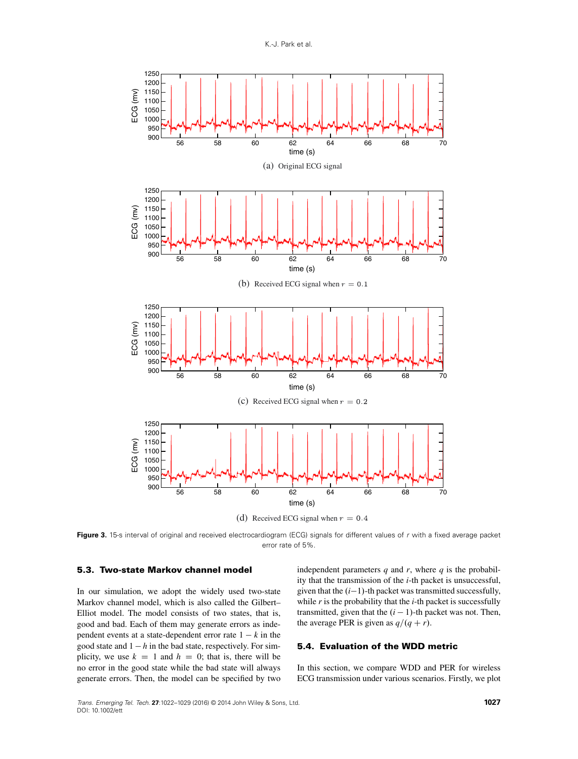(a) Original ECG signal

(b) Received ECG signal when $r = 0.1$

(c) Received ECG signal when $r = 0.2$

(d) Received ECG signal when $r = 0.4$

**Figure 3.** 15-s interval of original and received electrocardiogram (ECG) signals for different values of $r$ with a fixed average packet error rate of 5%.

### 5.3. Two-state Markov channel model

In our simulation, we adopt the widely used two-state Markov channel model, which is also called the Gilbert–Elliot model. The model consists of two states, that is, good and bad. Each of them may generate errors as independent events at a state-dependent error rate $1 - k$ in the good state and $1 - h$ in the bad state, respectively. For simplicity, we use $k = 1$ and $h = 0$; that is, there will be no error in the good state while the bad state will always generate errors. Then, the model can be specified by two independent parameters $q$ and $r$, where $q$ is the probability that the transmission of the $i$-th packet is unsuccessful, given that the $(i-1)$-th packet was transmitted successfully, while $r$ is the probability that the $i$-th packet is successfully transmitted, given that the $(i-1)$-th packet was not. Then, the average PER is given as $q/(q + r)$.

### 5.4. Evaluation of the WDD metric

In this section, we compare WDD and PER for wireless ECG transmission under various scenarios. Firstly, we plot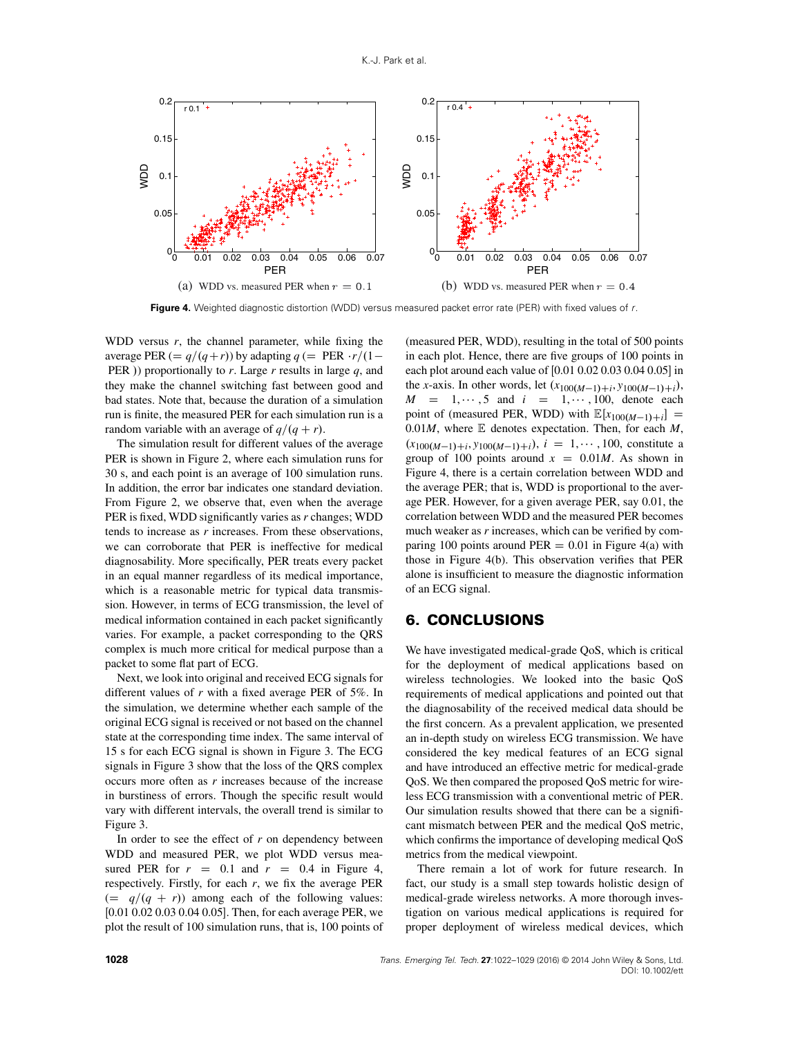(a) WDD vs. measured PER when $r = 0.1$

(b) WDD vs. measured PER when $r = 0.4$

**Figure 4.** Weighted diagnostic distortion (WDD) versus measured packet error rate (PER) with fixed values of $r$.

WDD versus $r$, the channel parameter, while fixing the average PER ($= q/(q+r)$) by adapting $q$ ($=$ PER $\cdot r/(1-$ PER )) proportionally to $r$. Large $r$ results in large $q$, and they make the channel switching fast between good and bad states. Note that, because the duration of a simulation run is finite, the measured PER for each simulation run is a random variable with an average of $q/(q+r)$.

The simulation result for different values of the average PER is shown in Figure 2, where each simulation runs for 30 s, and each point is an average of 100 simulation runs. In addition, the error bar indicates one standard deviation. From Figure 2, we observe that, even when the average PER is fixed, WDD significantly varies as $r$ changes; WDD tends to increase as $r$ increases. From these observations, we can corroborate that PER is ineffective for medical diagnosability. More specifically, PER treats every packet in an equal manner regardless of its medical importance, which is a reasonable metric for typical data transmission. However, in terms of ECG transmission, the level of medical information contained in each packet significantly varies. For example, a packet corresponding to the QRS complex is much more critical for medical purpose than a packet to some flat part of ECG.

Next, we look into original and received ECG signals for different values of $r$ with a fixed average PER of 5%. In the simulation, we determine whether each sample of the original ECG signal is received or not based on the channel state at the corresponding time index. The same interval of 15 s for each ECG signal is shown in Figure 3. The ECG signals in Figure 3 show that the loss of the QRS complex occurs more often as $r$ increases because of the increase in burstiness of errors. Though the specific result would vary with different intervals, the overall trend is similar to Figure 3.

In order to see the effect of $r$ on dependency between WDD and measured PER, we plot WDD versus measured PER for $r = 0.1$ and $r = 0.4$ in Figure 4, respectively. Firstly, for each $r$, we fix the average PER ($= q/(q+r)$) among each of the following values: [0.01 0.02 0.03 0.04 0.05]. Then, for each average PER, we plot the result of 100 simulation runs, that is, 100 points of (measured PER, WDD), resulting in the total of 500 points in each plot. Hence, there are five groups of 100 points in each plot around each value of [0.01 0.02 0.03 0.04 0.05] in the $x$-axis. In other words, let $(x_{100(M-1)+i}, y_{100(M-1)+i})$, $M = 1, \cdots, 5$ and $i = 1, \cdots, 100$, denote each point of (measured PER, WDD) with $\mathbb{E}[x_{100(M-1)+i}] = 0.01M$, where $\mathbb{E}$ denotes expectation. Then, for each $M$, $(x_{100(M-1)+i}, y_{100(M-1)+i})$, $i = 1, \cdots, 100$, constitute a group of 100 points around $x = 0.01M$. As shown in Figure 4, there is a certain correlation between WDD and the average PER; that is, WDD is proportional to the average PER. However, for a given average PER, say 0.01, the correlation between WDD and the measured PER becomes much weaker as $r$ increases, which can be verified by comparing 100 points around PER $= 0.01$ in Figure 4(a) with those in Figure 4(b). This observation verifies that PER alone is insufficient to measure the diagnostic information of an ECG signal.

## 6. CONCLUSIONS

We have investigated medical-grade QoS, which is critical for the deployment of medical applications based on wireless technologies. We looked into the basic QoS requirements of medical applications and pointed out that the diagnosability of the received medical data should be the first concern. As a prevalent application, we presented an in-depth study on wireless ECG transmission. We have considered the key medical features of an ECG signal and have introduced an effective metric for medical-grade QoS. We then compared the proposed QoS metric for wireless ECG transmission with a conventional metric of PER. Our simulation results showed that there can be a significant mismatch between PER and the medical QoS metric, which confirms the importance of developing medical QoS metrics from the medical viewpoint.

There remain a lot of work for future research. In fact, our study is a small step towards holistic design of medical-grade wireless networks. A more thorough investigation on various medical applications is required for proper deployment of wireless medical devices, which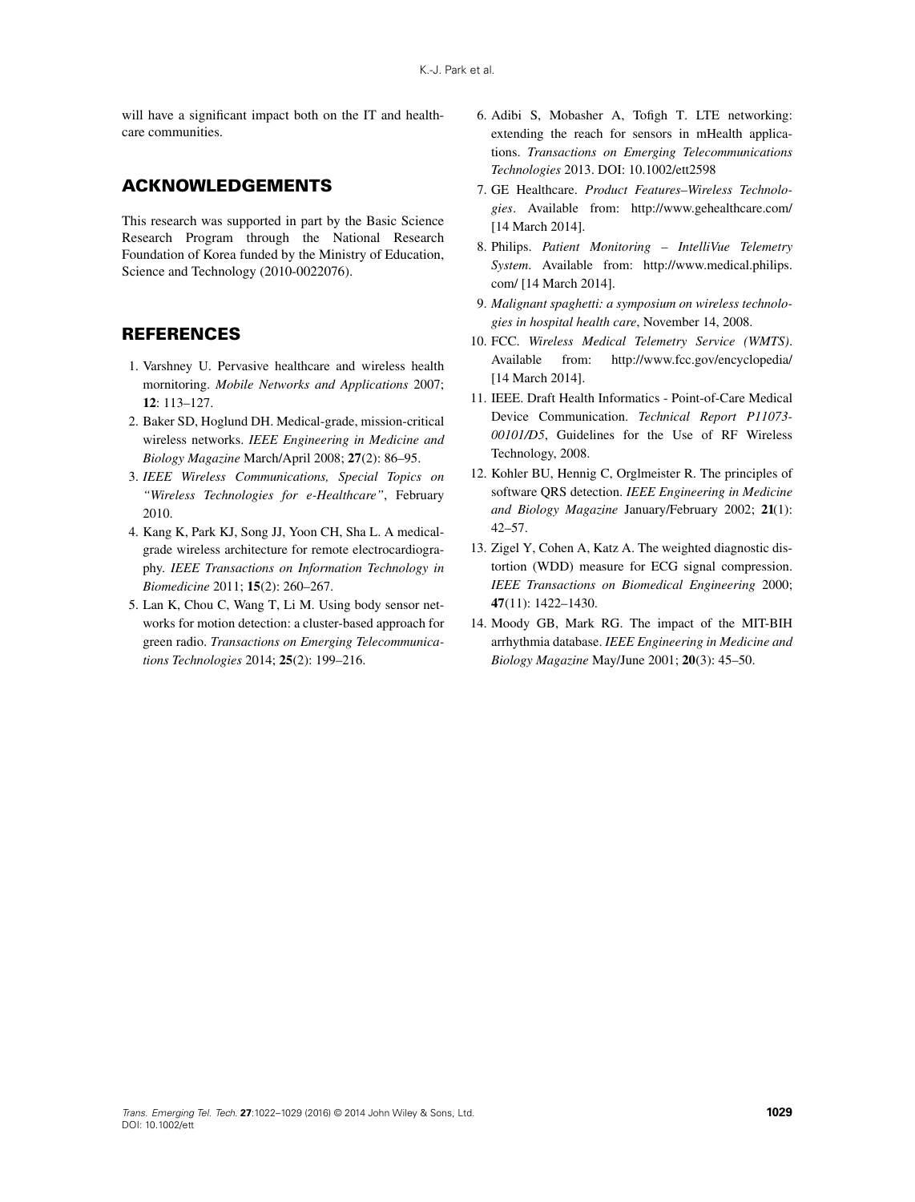will have a significant impact both on the IT and healthcare communities.

## ACKNOWLEDGEMENTS

This research was supported in part by the Basic Science Research Program through the National Research Foundation of Korea funded by the Ministry of Education, Science and Technology (2010-0022076).

## REFERENCES

1. Varshney U. Pervasive healthcare and wireless health mornitoring. *Mobile Networks and Applications* 2007; **12**: 113–127.
2. Baker SD, Hoglund DH. Medical-grade, mission-critical wireless networks. *IEEE Engineering in Medicine and Biology Magazine* March/April 2008; **27**(2): 86–95.
3. *IEEE Wireless Communications, Special Topics on "Wireless Technologies for e-Healthcare"*, February 2010.
4. Kang K, Park KJ, Song JJ, Yoon CH, Sha L. A medical-grade wireless architecture for remote electrocardiography. *IEEE Transactions on Information Technology in Biomedicine* 2011; **15**(2): 260–267.
5. Lan K, Chou C, Wang T, Li M. Using body sensor networks for motion detection: a cluster-based approach for green radio. *Transactions on Emerging Telecommunications Technologies* 2014; **25**(2): 199–216.
6. Adibi S, Mobasher A, Tofigh T. LTE networking: extending the reach for sensors in mHealth applications. *Transactions on Emerging Telecommunications Technologies* 2013. DOI: 10.1002/ett2598
7. GE Healthcare. *Product Features–Wireless Technologies*. Available from: http://www.gehealthcare.com/ [14 March 2014].
8. Philips. *Patient Monitoring – IntelliVue Telemetry System*. Available from: http://www.medical.philips.com/ [14 March 2014].
9. *Malignant spaghetti: a symposium on wireless technologies in hospital health care*, November 14, 2008.
10. FCC. *Wireless Medical Telemetry Service (WMTS)*. Available from: http://www.fcc.gov/encyclopedia/ [14 March 2014].
11. IEEE. Draft Health Informatics - Point-of-Care Medical Device Communication. *Technical Report P11073-00101/D5*, Guidelines for the Use of RF Wireless Technology, 2008.
12. Kohler BU, Hennig C, Orglmeister R. The principles of software QRS detection. *IEEE Engineering in Medicine and Biology Magazine* January/February 2002; **21**(1): 42–57.
13. Zigel Y, Cohen A, Katz A. The weighted diagnostic distortion (WDD) measure for ECG signal compression. *IEEE Transactions on Biomedical Engineering* 2000; **47**(11): 1422–1430.
14. Moody GB, Mark RG. The impact of the MIT-BIH arrhythmia database. *IEEE Engineering in Medicine and Biology Magazine* May/June 2001; **20**(3): 45–50.